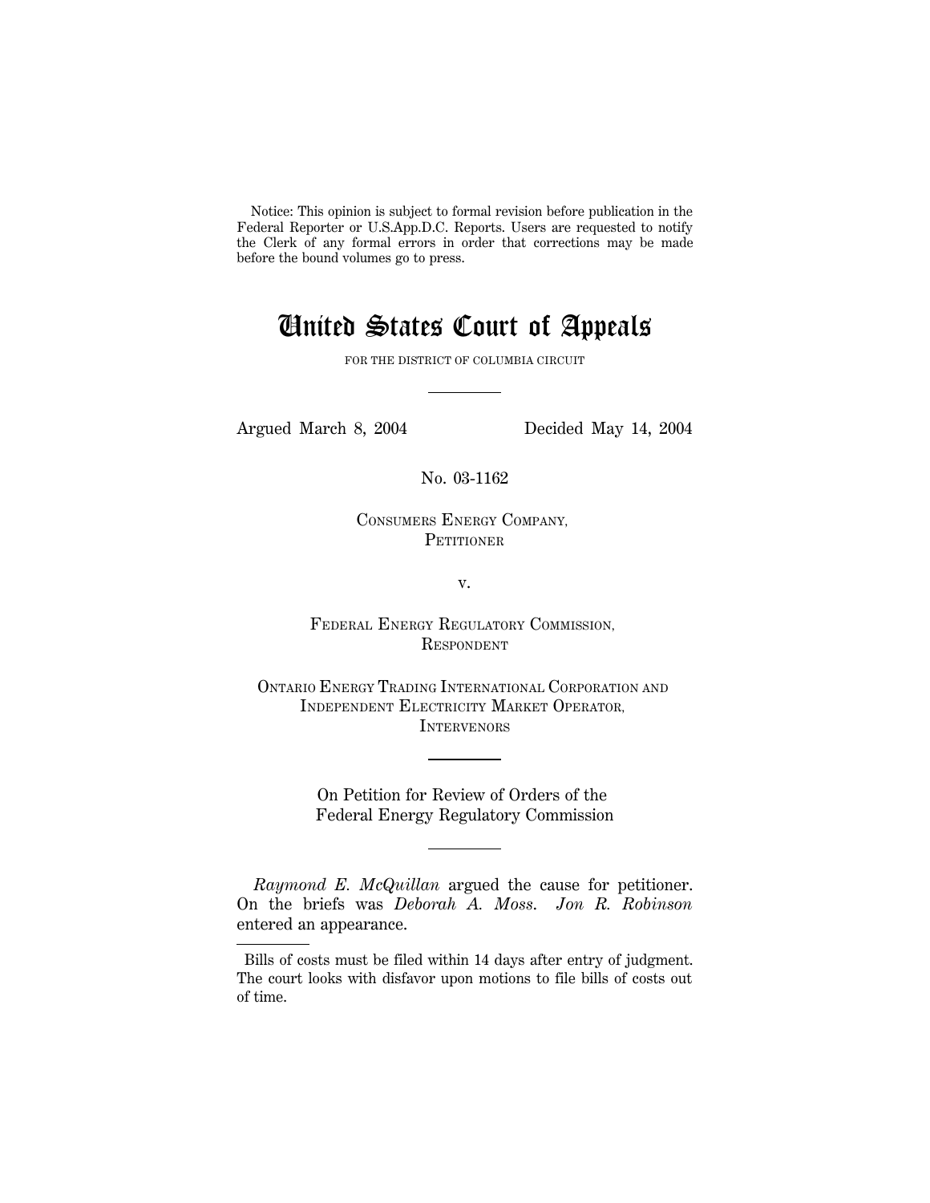Notice: This opinion is subject to formal revision before publication in the Federal Reporter or U.S.App.D.C. Reports. Users are requested to notify the Clerk of any formal errors in order that corrections may be made before the bound volumes go to press.

# United States Court of Appeals

FOR THE DISTRICT OF COLUMBIA CIRCUIT

---

Argued March 8, 2004 Decided May 14, 2004

No. 03-1162

CONSUMERS ENERGY COMPANY,
PETITIONER

v.

FEDERAL ENERGY REGULATORY COMMISSION,
RESPONDENT

ONTARIO ENERGY TRADING INTERNATIONAL CORPORATION AND INDEPENDENT ELECTRICITY MARKET OPERATOR,
INTERVENORS

---

On Petition for Review of Orders of the Federal Energy Regulatory Commission

---

*Raymond E. McQuillan* argued the cause for petitioner. On the briefs was *Deborah A. Moss*. *Jon R. Robinson* entered an appearance.

---

Bills of costs must be filed within 14 days after entry of judgment. The court looks with disfavor upon motions to file bills of costs out of time.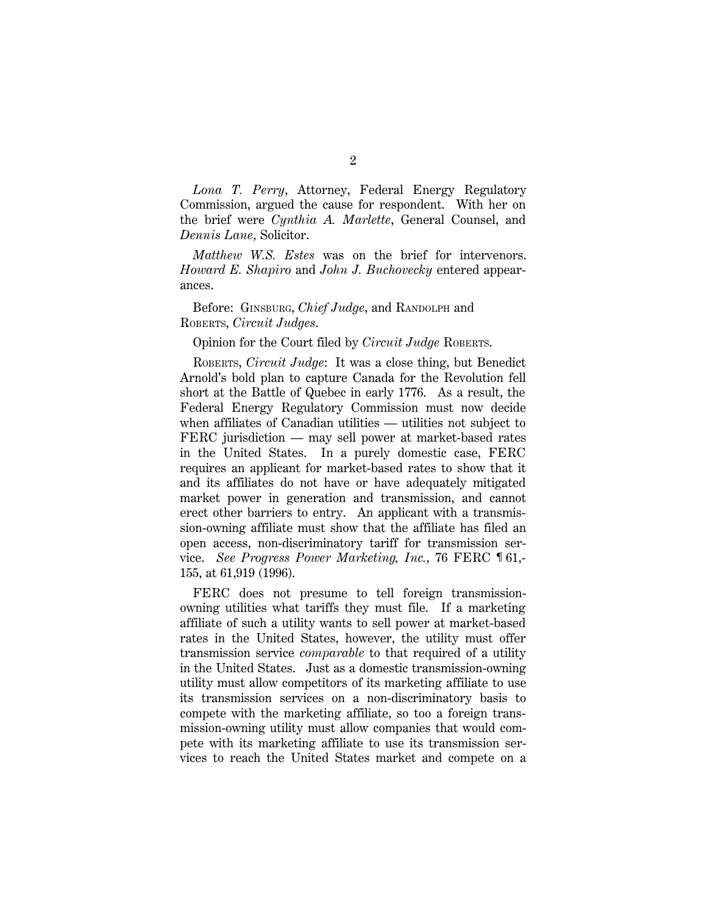*Lona T. Perry*, Attorney, Federal Energy Regulatory Commission, argued the cause for respondent. With her on the brief were *Cynthia A. Marlette*, General Counsel, and *Dennis Lane*, Solicitor.

*Matthew W.S. Estes* was on the brief for intervenors. *Howard E. Shapiro* and *John J. Buchovecky* entered appearances.

Before: GINSBURG, *Chief Judge*, and RANDOLPH and ROBERTS, *Circuit Judges*.

Opinion for the Court filed by *Circuit Judge* ROBERTS.

ROBERTS, *Circuit Judge*: It was a close thing, but Benedict Arnold's bold plan to capture Canada for the Revolution fell short at the Battle of Quebec in early 1776. As a result, the Federal Energy Regulatory Commission must now decide when affiliates of Canadian utilities — utilities not subject to FERC jurisdiction — may sell power at market-based rates in the United States. In a purely domestic case, FERC requires an applicant for market-based rates to show that it and its affiliates do not have or have adequately mitigated market power in generation and transmission, and cannot erect other barriers to entry. An applicant with a transmission-owning affiliate must show that the affiliate has filed an open access, non-discriminatory tariff for transmission service. *See Progress Power Marketing, Inc.*, 76 FERC ¶ 61,155, at 61,919 (1996).

FERC does not presume to tell foreign transmission-owning utilities what tariffs they must file. If a marketing affiliate of such a utility wants to sell power at market-based rates in the United States, however, the utility must offer transmission service *comparable* to that required of a utility in the United States. Just as a domestic transmission-owning utility must allow competitors of its marketing affiliate to use its transmission services on a non-discriminatory basis to compete with the marketing affiliate, so too a foreign transmission-owning utility must allow companies that would compete with its marketing affiliate to use its transmission services to reach the United States market and compete on a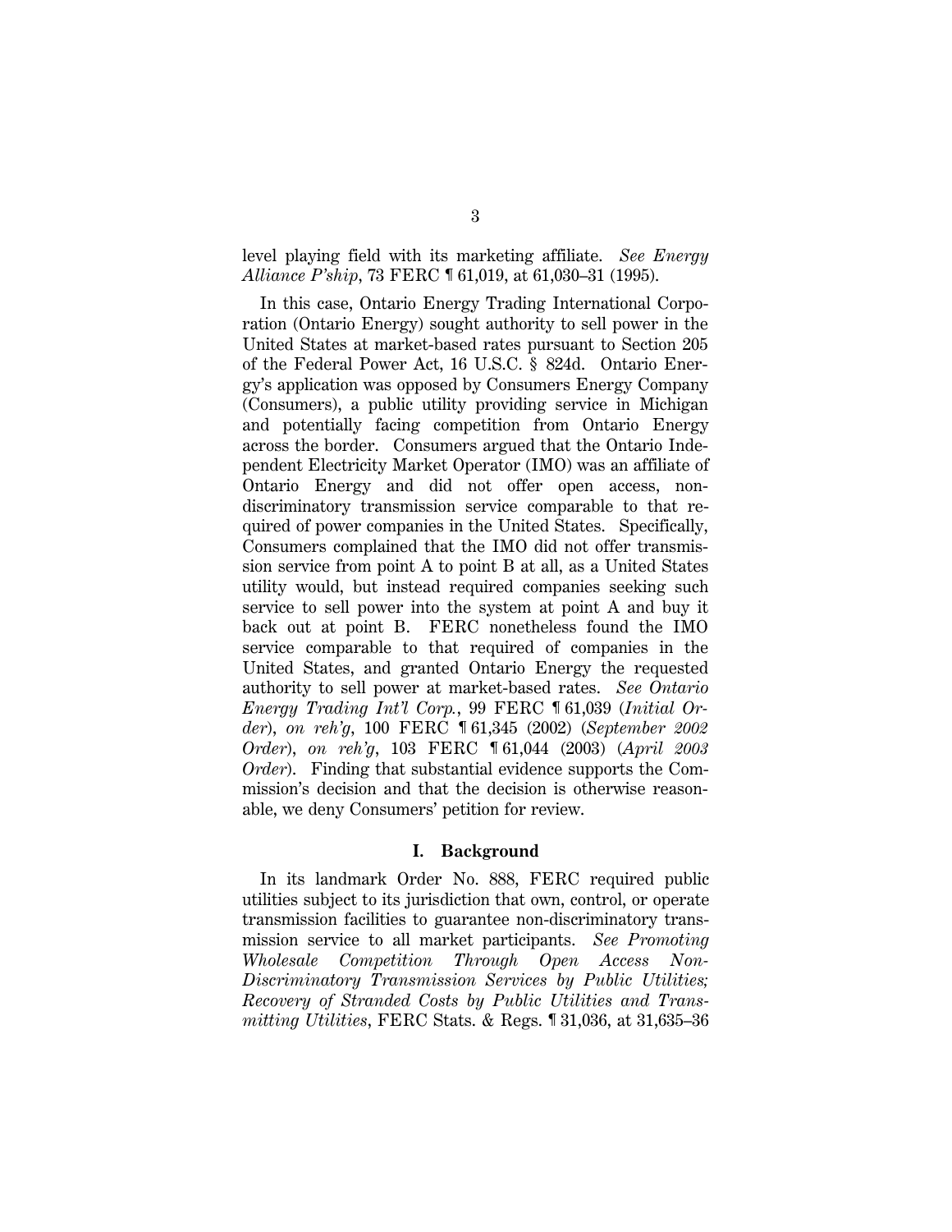level playing field with its marketing affiliate. *See Energy Alliance P'ship*, 73 FERC ¶ 61,019, at 61,030–31 (1995).

In this case, Ontario Energy Trading International Corporation (Ontario Energy) sought authority to sell power in the United States at market-based rates pursuant to Section 205 of the Federal Power Act, 16 U.S.C. § 824d. Ontario Energy's application was opposed by Consumers Energy Company (Consumers), a public utility providing service in Michigan and potentially facing competition from Ontario Energy across the border. Consumers argued that the Ontario Independent Electricity Market Operator (IMO) was an affiliate of Ontario Energy and did not offer open access, non-discriminatory transmission service comparable to that required of power companies in the United States. Specifically, Consumers complained that the IMO did not offer transmission service from point A to point B at all, as a United States utility would, but instead required companies seeking such service to sell power into the system at point A and buy it back out at point B. FERC nonetheless found the IMO service comparable to that required of companies in the United States, and granted Ontario Energy the requested authority to sell power at market-based rates. *See Ontario Energy Trading Int'l Corp.*, 99 FERC ¶ 61,039 (*Initial Order*), *on reh'g*, 100 FERC ¶ 61,345 (2002) (*September 2002 Order*), *on reh'g*, 103 FERC ¶ 61,044 (2003) (*April 2003 Order*). Finding that substantial evidence supports the Commission's decision and that the decision is otherwise reasonable, we deny Consumers' petition for review.

## I. Background

In its landmark Order No. 888, FERC required public utilities subject to its jurisdiction that own, control, or operate transmission facilities to guarantee non-discriminatory transmission service to all market participants. *See Promoting Wholesale Competition Through Open Access Non-Discriminatory Transmission Services by Public Utilities; Recovery of Stranded Costs by Public Utilities and Transmitting Utilities*, FERC Stats. & Regs. ¶ 31,036, at 31,635–36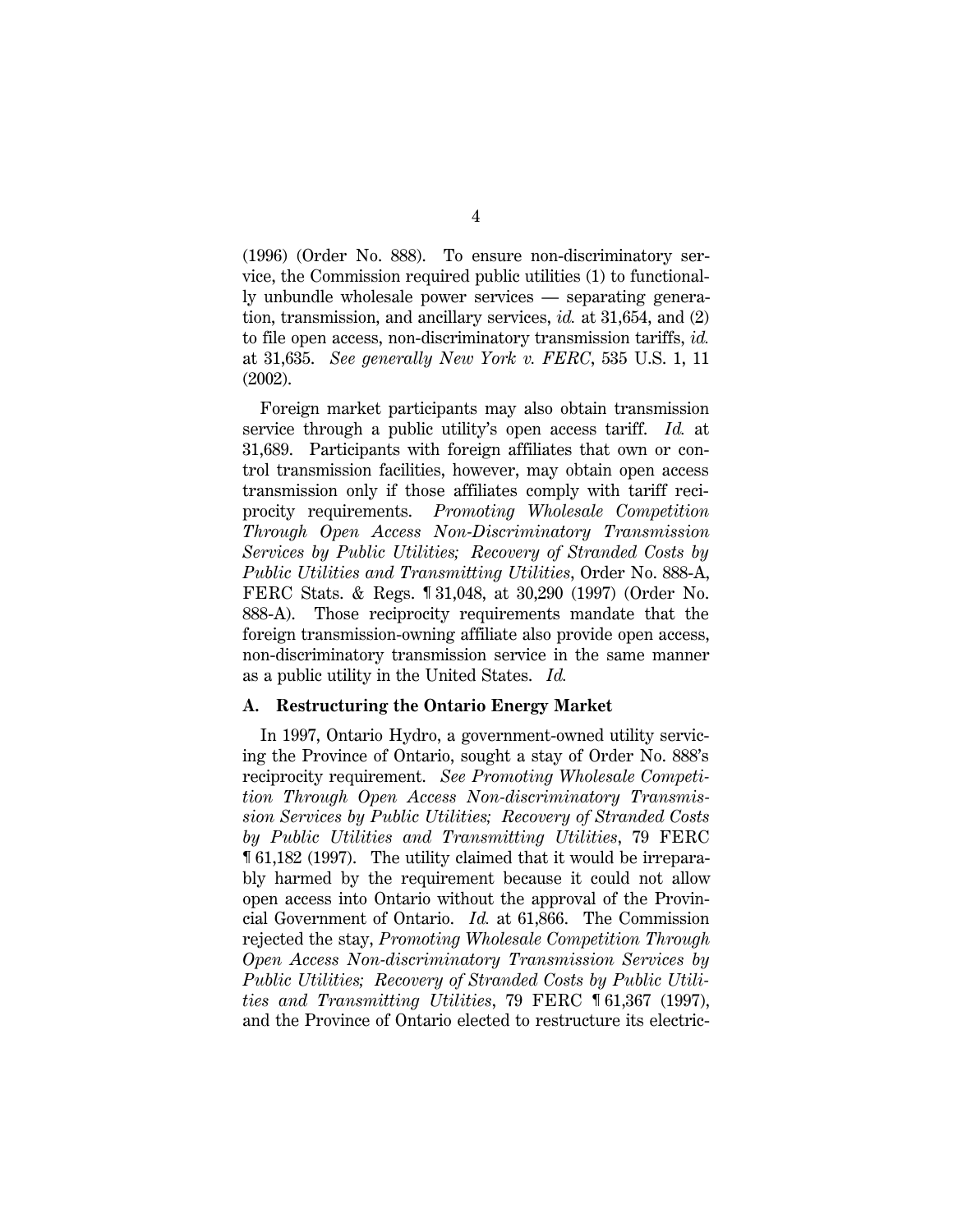(1996) (Order No. 888). To ensure non-discriminatory service, the Commission required public utilities (1) to functionally unbundle wholesale power services — separating generation, transmission, and ancillary services, *id.* at 31,654, and (2) to file open access, non-discriminatory transmission tariffs, *id.* at 31,635. *See generally New York v. FERC*, 535 U.S. 1, 11 (2002).

Foreign market participants may also obtain transmission service through a public utility's open access tariff. *Id.* at 31,689. Participants with foreign affiliates that own or control transmission facilities, however, may obtain open access transmission only if those affiliates comply with tariff reciprocity requirements. *Promoting Wholesale Competition Through Open Access Non-Discriminatory Transmission Services by Public Utilities; Recovery of Stranded Costs by Public Utilities and Transmitting Utilities*, Order No. 888-A, FERC Stats. & Regs. ¶ 31,048, at 30,290 (1997) (Order No. 888-A). Those reciprocity requirements mandate that the foreign transmission-owning affiliate also provide open access, non-discriminatory transmission service in the same manner as a public utility in the United States. *Id.*

### A. Restructuring the Ontario Energy Market

In 1997, Ontario Hydro, a government-owned utility servicing the Province of Ontario, sought a stay of Order No. 888's reciprocity requirement. *See Promoting Wholesale Competition Through Open Access Non-discriminatory Transmission Services by Public Utilities; Recovery of Stranded Costs by Public Utilities and Transmitting Utilities*, 79 FERC ¶ 61,182 (1997). The utility claimed that it would be irreparably harmed by the requirement because it could not allow open access into Ontario without the approval of the Provincial Government of Ontario. *Id.* at 61,866. The Commission rejected the stay, *Promoting Wholesale Competition Through Open Access Non-discriminatory Transmission Services by Public Utilities; Recovery of Stranded Costs by Public Utilities and Transmitting Utilities*, 79 FERC ¶ 61,367 (1997), and the Province of Ontario elected to restructure its electric-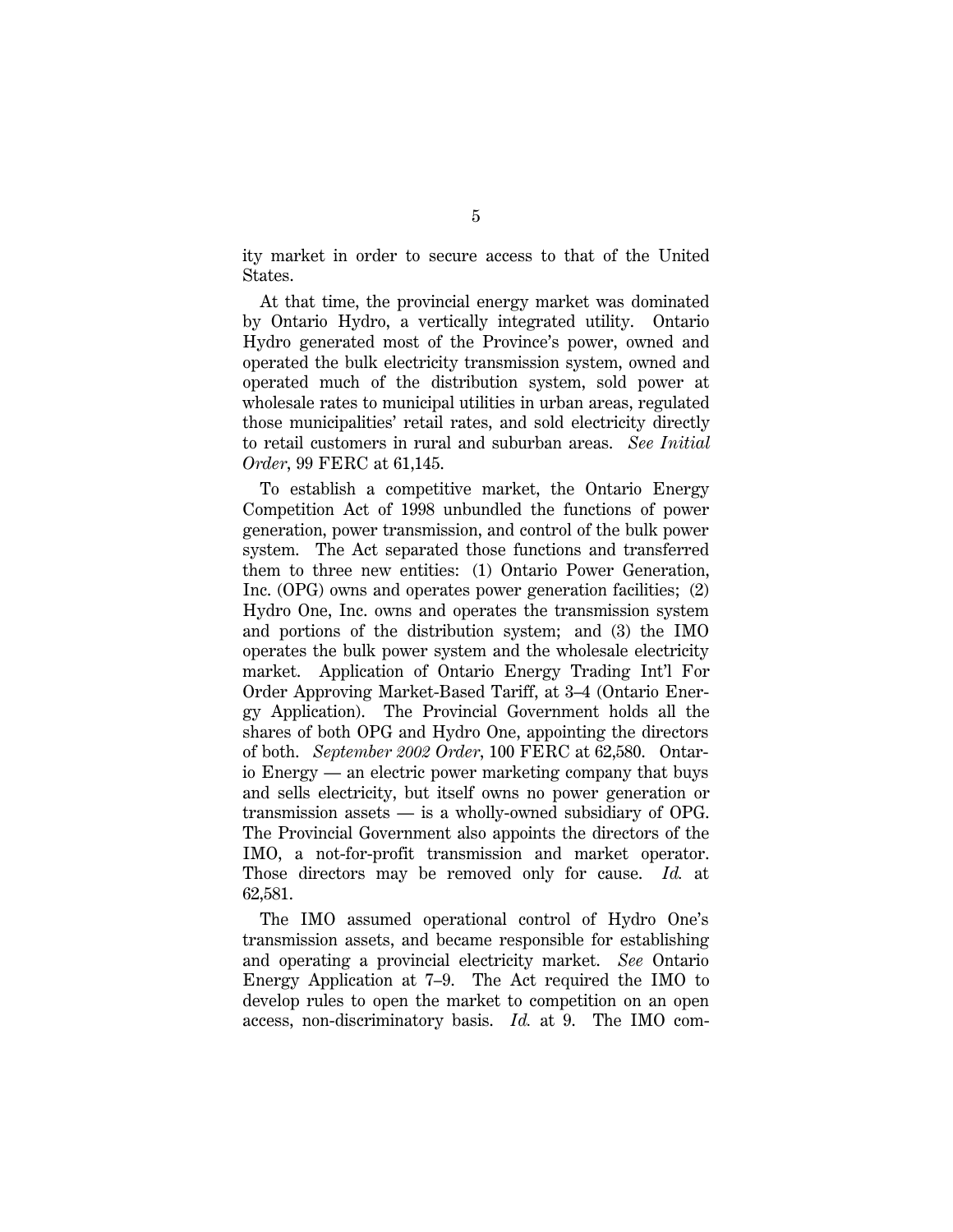ity market in order to secure access to that of the United States.

At that time, the provincial energy market was dominated by Ontario Hydro, a vertically integrated utility. Ontario Hydro generated most of the Province's power, owned and operated the bulk electricity transmission system, owned and operated much of the distribution system, sold power at wholesale rates to municipal utilities in urban areas, regulated those municipalities' retail rates, and sold electricity directly to retail customers in rural and suburban areas. *See Initial Order*, 99 FERC at 61,145.

To establish a competitive market, the Ontario Energy Competition Act of 1998 unbundled the functions of power generation, power transmission, and control of the bulk power system. The Act separated those functions and transferred them to three new entities: (1) Ontario Power Generation, Inc. (OPG) owns and operates power generation facilities; (2) Hydro One, Inc. owns and operates the transmission system and portions of the distribution system; and (3) the IMO operates the bulk power system and the wholesale electricity market. Application of Ontario Energy Trading Int'l For Order Approving Market-Based Tariff, at 3–4 (Ontario Energy Application). The Provincial Government holds all the shares of both OPG and Hydro One, appointing the directors of both. *September 2002 Order*, 100 FERC at 62,580. Ontario Energy — an electric power marketing company that buys and sells electricity, but itself owns no power generation or transmission assets — is a wholly-owned subsidiary of OPG. The Provincial Government also appoints the directors of the IMO, a not-for-profit transmission and market operator. Those directors may be removed only for cause. *Id.* at 62,581.

The IMO assumed operational control of Hydro One's transmission assets, and became responsible for establishing and operating a provincial electricity market. *See* Ontario Energy Application at 7–9. The Act required the IMO to develop rules to open the market to competition on an open access, non-discriminatory basis. *Id.* at 9. The IMO com-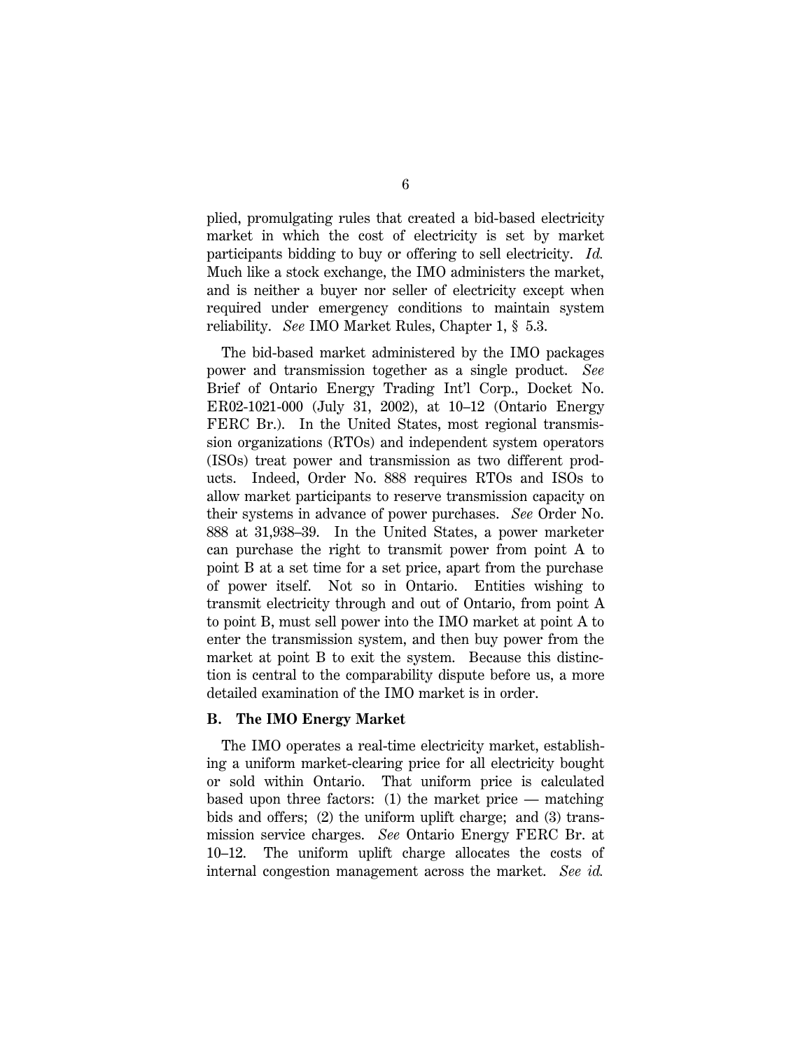plied, promulgating rules that created a bid-based electricity market in which the cost of electricity is set by market participants bidding to buy or offering to sell electricity. *Id.* Much like a stock exchange, the IMO administers the market, and is neither a buyer nor seller of electricity except when required under emergency conditions to maintain system reliability. *See* IMO Market Rules, Chapter 1, § 5.3.

The bid-based market administered by the IMO packages power and transmission together as a single product. *See* Brief of Ontario Energy Trading Int'l Corp., Docket No. ER02-1021-000 (July 31, 2002), at 10–12 (Ontario Energy FERC Br.). In the United States, most regional transmission organizations (RTOs) and independent system operators (ISOs) treat power and transmission as two different products. Indeed, Order No. 888 requires RTOs and ISOs to allow market participants to reserve transmission capacity on their systems in advance of power purchases. *See* Order No. 888 at 31,938–39. In the United States, a power marketer can purchase the right to transmit power from point A to point B at a set time for a set price, apart from the purchase of power itself. Not so in Ontario. Entities wishing to transmit electricity through and out of Ontario, from point A to point B, must sell power into the IMO market at point A to enter the transmission system, and then buy power from the market at point B to exit the system. Because this distinction is central to the comparability dispute before us, a more detailed examination of the IMO market is in order.

### B. The IMO Energy Market

The IMO operates a real-time electricity market, establishing a uniform market-clearing price for all electricity bought or sold within Ontario. That uniform price is calculated based upon three factors: (1) the market price — matching bids and offers; (2) the uniform uplift charge; and (3) transmission service charges. *See* Ontario Energy FERC Br. at 10–12. The uniform uplift charge allocates the costs of internal congestion management across the market. *See id.*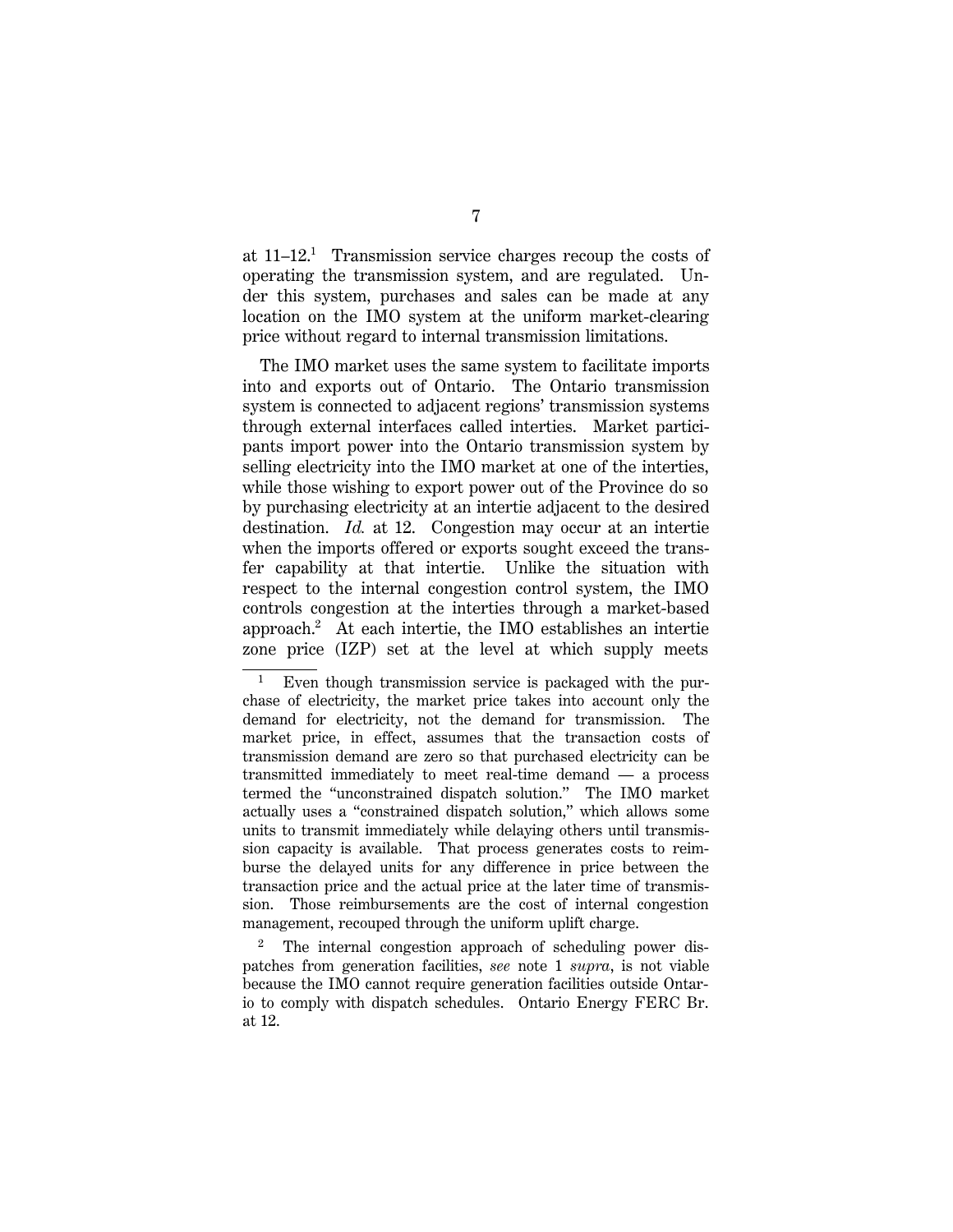at 11–12.[1] Transmission service charges recoup the costs of operating the transmission system, and are regulated. Under this system, purchases and sales can be made at any location on the IMO system at the uniform market-clearing price without regard to internal transmission limitations.

The IMO market uses the same system to facilitate imports into and exports out of Ontario. The Ontario transmission system is connected to adjacent regions' transmission systems through external interfaces called interties. Market participants import power into the Ontario transmission system by selling electricity into the IMO market at one of the interties, while those wishing to export power out of the Province do so by purchasing electricity at an intertie adjacent to the desired destination. *Id.* at 12. Congestion may occur at an intertie when the imports offered or exports sought exceed the transfer capability at that intertie. Unlike the situation with respect to the internal congestion control system, the IMO controls congestion at the interties through a market-based approach.[2] At each intertie, the IMO establishes an intertie zone price (IZP) set at the level at which supply meets

---

[1] Even though transmission service is packaged with the purchase of electricity, the market price takes into account only the demand for electricity, not the demand for transmission. The market price, in effect, assumes that the transaction costs of transmission demand are zero so that purchased electricity can be transmitted immediately to meet real-time demand — a process termed the "unconstrained dispatch solution." The IMO market actually uses a "constrained dispatch solution," which allows some units to transmit immediately while delaying others until transmission capacity is available. That process generates costs to reimburse the delayed units for any difference in price between the transaction price and the actual price at the later time of transmission. Those reimbursements are the cost of internal congestion management, recouped through the uniform uplift charge.

[2] The internal congestion approach of scheduling power dispatches from generation facilities, *see* note 1 *supra*, is not viable because the IMO cannot require generation facilities outside Ontario to comply with dispatch schedules. Ontario Energy FERC Br. at 12.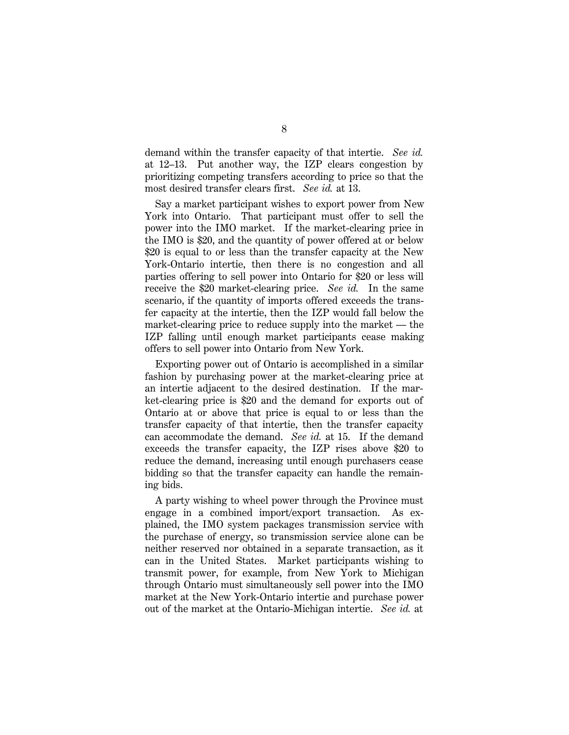demand within the transfer capacity of that intertie. *See id.* at 12–13. Put another way, the IZP clears congestion by prioritizing competing transfers according to price so that the most desired transfer clears first. *See id.* at 13.

Say a market participant wishes to export power from New York into Ontario. That participant must offer to sell the power into the IMO market. If the market-clearing price in the IMO is $20, and the quantity of power offered at or below $20 is equal to or less than the transfer capacity at the New York-Ontario intertie, then there is no congestion and all parties offering to sell power into Ontario for $20 or less will receive the $20 market-clearing price. *See id.* In the same scenario, if the quantity of imports offered exceeds the transfer capacity at the intertie, then the IZP would fall below the market-clearing price to reduce supply into the market — the IZP falling until enough market participants cease making offers to sell power into Ontario from New York.

Exporting power out of Ontario is accomplished in a similar fashion by purchasing power at the market-clearing price at an intertie adjacent to the desired destination. If the market-clearing price is $20 and the demand for exports out of Ontario at or above that price is equal to or less than the transfer capacity of that intertie, then the transfer capacity can accommodate the demand. *See id.* at 15. If the demand exceeds the transfer capacity, the IZP rises above $20 to reduce the demand, increasing until enough purchasers cease bidding so that the transfer capacity can handle the remaining bids.

A party wishing to wheel power through the Province must engage in a combined import/export transaction. As explained, the IMO system packages transmission service with the purchase of energy, so transmission service alone can be neither reserved nor obtained in a separate transaction, as it can in the United States. Market participants wishing to transmit power, for example, from New York to Michigan through Ontario must simultaneously sell power into the IMO market at the New York-Ontario intertie and purchase power out of the market at the Ontario-Michigan intertie. *See id.* at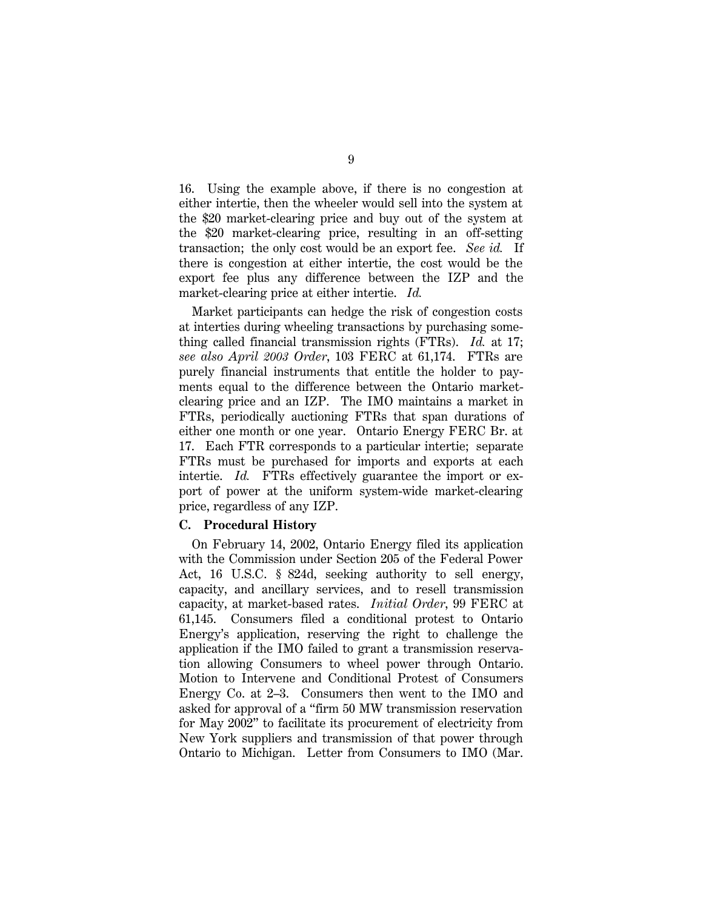16. Using the example above, if there is no congestion at either intertie, then the wheeler would sell into the system at the $20 market-clearing price and buy out of the system at the $20 market-clearing price, resulting in an off-setting transaction; the only cost would be an export fee. *See id.* If there is congestion at either intertie, the cost would be the export fee plus any difference between the IZP and the market-clearing price at either intertie. *Id.*

Market participants can hedge the risk of congestion costs at interties during wheeling transactions by purchasing something called financial transmission rights (FTRs). *Id.* at 17; *see also April 2003 Order*, 103 FERC at 61,174. FTRs are purely financial instruments that entitle the holder to payments equal to the difference between the Ontario market-clearing price and an IZP. The IMO maintains a market in FTRs, periodically auctioning FTRs that span durations of either one month or one year. Ontario Energy FERC Br. at 17. Each FTR corresponds to a particular intertie; separate FTRs must be purchased for imports and exports at each intertie. *Id.* FTRs effectively guarantee the import or export of power at the uniform system-wide market-clearing price, regardless of any IZP.

### C. Procedural History

On February 14, 2002, Ontario Energy filed its application with the Commission under Section 205 of the Federal Power Act, 16 U.S.C. § 824d, seeking authority to sell energy, capacity, and ancillary services, and to resell transmission capacity, at market-based rates. *Initial Order*, 99 FERC at 61,145. Consumers filed a conditional protest to Ontario Energy's application, reserving the right to challenge the application if the IMO failed to grant a transmission reservation allowing Consumers to wheel power through Ontario. Motion to Intervene and Conditional Protest of Consumers Energy Co. at 2–3. Consumers then went to the IMO and asked for approval of a "firm 50 MW transmission reservation for May 2002" to facilitate its procurement of electricity from New York suppliers and transmission of that power through Ontario to Michigan. Letter from Consumers to IMO (Mar.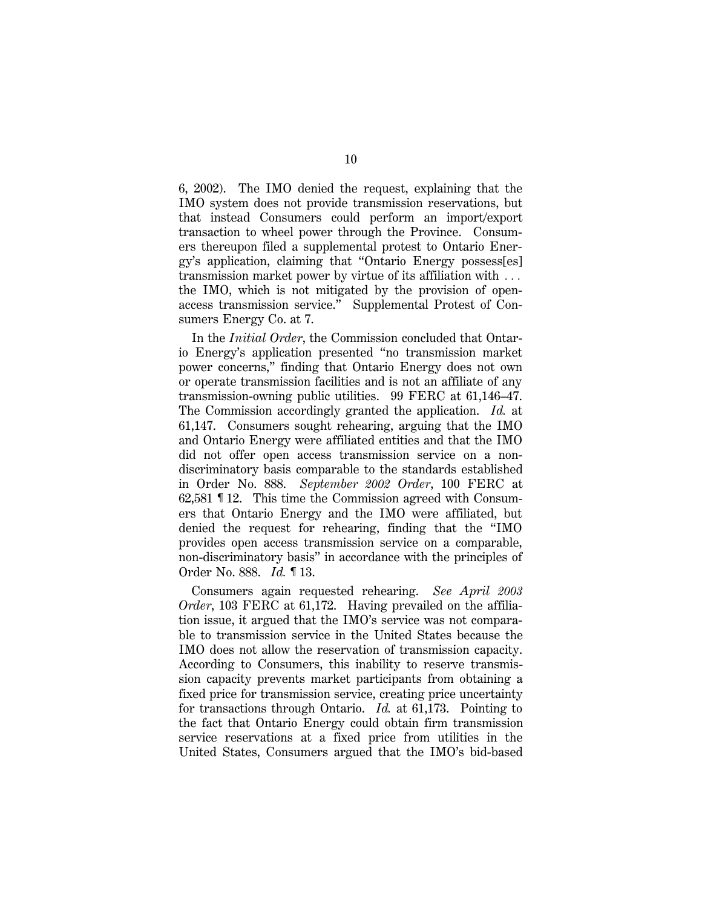6, 2002). The IMO denied the request, explaining that the IMO system does not provide transmission reservations, but that instead Consumers could perform an import/export transaction to wheel power through the Province. Consumers thereupon filed a supplemental protest to Ontario Energy's application, claiming that "Ontario Energy possess[es] transmission market power by virtue of its affiliation with . . . the IMO, which is not mitigated by the provision of open-access transmission service." Supplemental Protest of Consumers Energy Co. at 7.

In the *Initial Order*, the Commission concluded that Ontario Energy's application presented "no transmission market power concerns," finding that Ontario Energy does not own or operate transmission facilities and is not an affiliate of any transmission-owning public utilities. 99 FERC at 61,146–47. The Commission accordingly granted the application. *Id.* at 61,147. Consumers sought rehearing, arguing that the IMO and Ontario Energy were affiliated entities and that the IMO did not offer open access transmission service on a non-discriminatory basis comparable to the standards established in Order No. 888. *September 2002 Order*, 100 FERC at 62,581 ¶ 12. This time the Commission agreed with Consumers that Ontario Energy and the IMO were affiliated, but denied the request for rehearing, finding that the "IMO provides open access transmission service on a comparable, non-discriminatory basis" in accordance with the principles of Order No. 888. *Id.* ¶ 13.

Consumers again requested rehearing. *See April 2003 Order*, 103 FERC at 61,172. Having prevailed on the affiliation issue, it argued that the IMO's service was not comparable to transmission service in the United States because the IMO does not allow the reservation of transmission capacity. According to Consumers, this inability to reserve transmission capacity prevents market participants from obtaining a fixed price for transmission service, creating price uncertainty for transactions through Ontario. *Id.* at 61,173. Pointing to the fact that Ontario Energy could obtain firm transmission service reservations at a fixed price from utilities in the United States, Consumers argued that the IMO's bid-based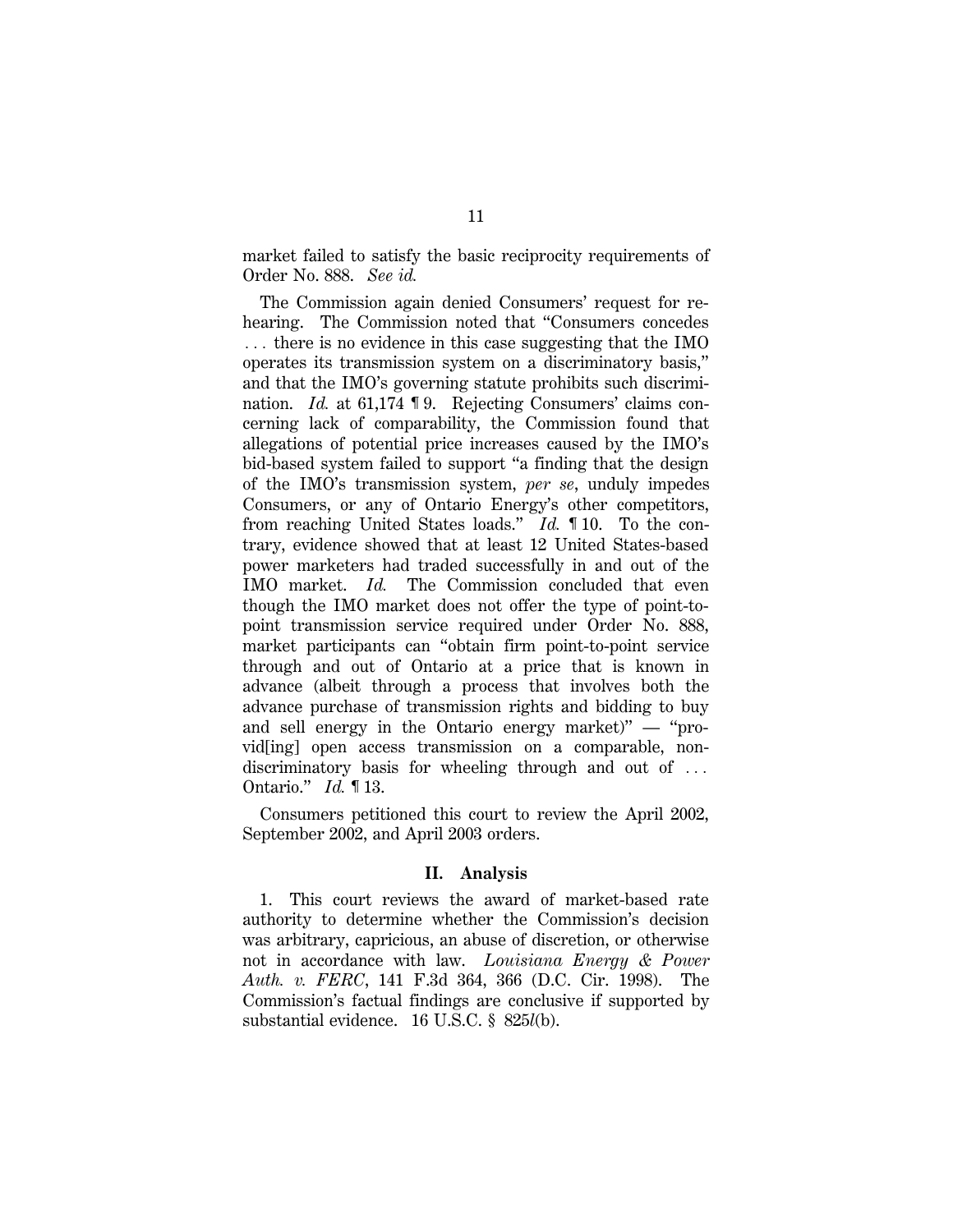market failed to satisfy the basic reciprocity requirements of Order No. 888. *See id.*

The Commission again denied Consumers' request for rehearing. The Commission noted that "Consumers concedes . . . there is no evidence in this case suggesting that the IMO operates its transmission system on a discriminatory basis," and that the IMO's governing statute prohibits such discrimination. *Id.* at 61,174 ¶ 9. Rejecting Consumers' claims concerning lack of comparability, the Commission found that allegations of potential price increases caused by the IMO's bid-based system failed to support "a finding that the design of the IMO's transmission system, *per se*, unduly impedes Consumers, or any of Ontario Energy's other competitors, from reaching United States loads." *Id.* ¶ 10. To the contrary, evidence showed that at least 12 United States-based power marketers had traded successfully in and out of the IMO market. *Id.* The Commission concluded that even though the IMO market does not offer the type of point-to-point transmission service required under Order No. 888, market participants can "obtain firm point-to-point service through and out of Ontario at a price that is known in advance (albeit through a process that involves both the advance purchase of transmission rights and bidding to buy and sell energy in the Ontario energy market)" — "provid[ing] open access transmission on a comparable, non-discriminatory basis for wheeling through and out of . . . Ontario." *Id.* ¶ 13.

Consumers petitioned this court to review the April 2002, September 2002, and April 2003 orders.

## II. Analysis

1. This court reviews the award of market-based rate authority to determine whether the Commission's decision was arbitrary, capricious, an abuse of discretion, or otherwise not in accordance with law. *Louisiana Energy & Power Auth. v. FERC*, 141 F.3d 364, 366 (D.C. Cir. 1998). The Commission's factual findings are conclusive if supported by substantial evidence. 16 U.S.C. § 825*l*(b).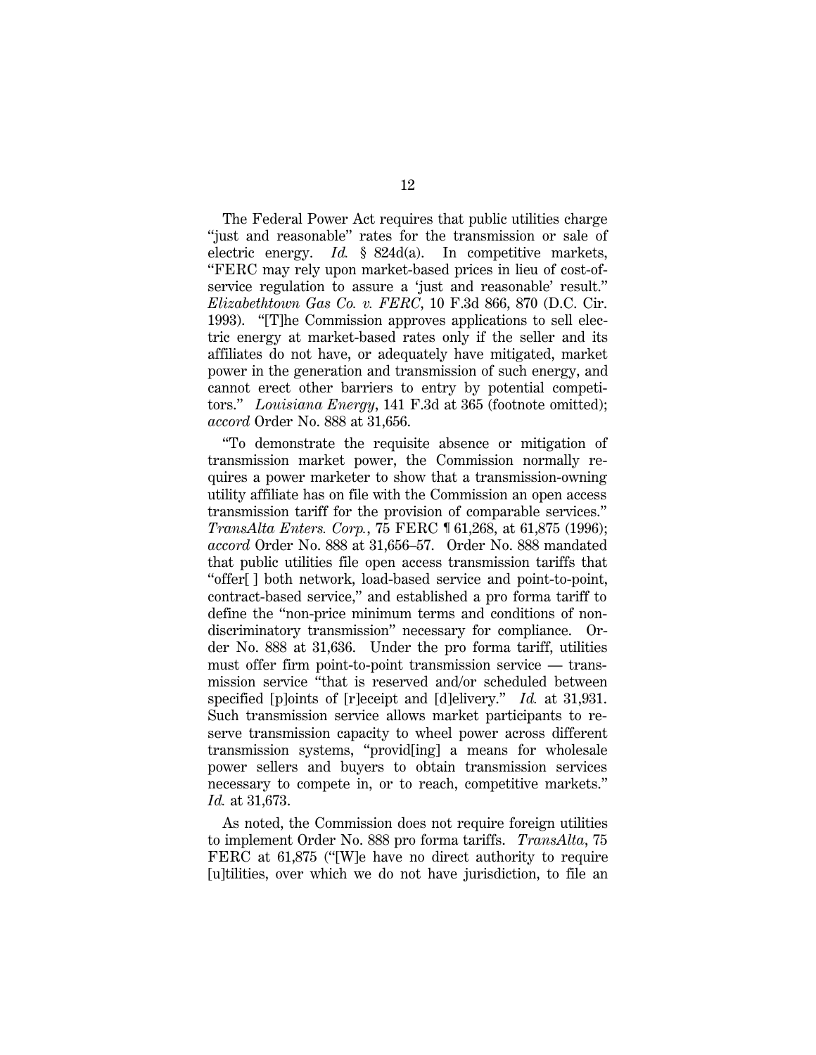The Federal Power Act requires that public utilities charge "just and reasonable" rates for the transmission or sale of electric energy. *Id.* § 824d(a). In competitive markets, "FERC may rely upon market-based prices in lieu of cost-of-service regulation to assure a 'just and reasonable' result." *Elizabethtown Gas Co. v. FERC*, 10 F.3d 866, 870 (D.C. Cir. 1993). "[T]he Commission approves applications to sell electric energy at market-based rates only if the seller and its affiliates do not have, or adequately have mitigated, market power in the generation and transmission of such energy, and cannot erect other barriers to entry by potential competitors." *Louisiana Energy*, 141 F.3d at 365 (footnote omitted); *accord* Order No. 888 at 31,656.

"To demonstrate the requisite absence or mitigation of transmission market power, the Commission normally requires a power marketer to show that a transmission-owning utility affiliate has on file with the Commission an open access transmission tariff for the provision of comparable services." *TransAlta Enters. Corp.*, 75 FERC ¶ 61,268, at 61,875 (1996); *accord* Order No. 888 at 31,656–57. Order No. 888 mandated that public utilities file open access transmission tariffs that "offer[ ] both network, load-based service and point-to-point, contract-based service," and established a pro forma tariff to define the "non-price minimum terms and conditions of non-discriminatory transmission" necessary for compliance. Order No. 888 at 31,636. Under the pro forma tariff, utilities must offer firm point-to-point transmission service — transmission service "that is reserved and/or scheduled between specified [p]oints of [r]eceipt and [d]elivery." *Id.* at 31,931. Such transmission service allows market participants to reserve transmission capacity to wheel power across different transmission systems, "provid[ing] a means for wholesale power sellers and buyers to obtain transmission services necessary to compete in, or to reach, competitive markets." *Id.* at 31,673.

As noted, the Commission does not require foreign utilities to implement Order No. 888 pro forma tariffs. *TransAlta*, 75 FERC at 61,875 ("[W]e have no direct authority to require [u]tilities, over which we do not have jurisdiction, to file an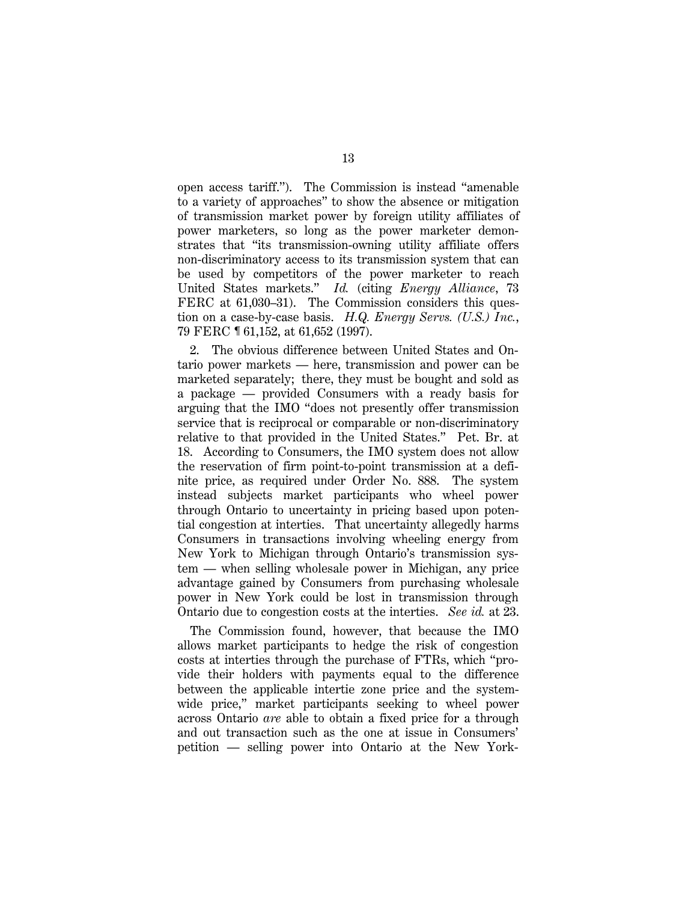open access tariff."). The Commission is instead "amenable to a variety of approaches" to show the absence or mitigation of transmission market power by foreign utility affiliates of power marketers, so long as the power marketer demonstrates that "its transmission-owning utility affiliate offers non-discriminatory access to its transmission system that can be used by competitors of the power marketer to reach United States markets." *Id.* (citing *Energy Alliance*, 73 FERC at 61,030–31). The Commission considers this question on a case-by-case basis. *H.Q. Energy Servs. (U.S.) Inc.*, 79 FERC ¶ 61,152, at 61,652 (1997).

2. The obvious difference between United States and Ontario power markets — here, transmission and power can be marketed separately; there, they must be bought and sold as a package — provided Consumers with a ready basis for arguing that the IMO "does not presently offer transmission service that is reciprocal or comparable or non-discriminatory relative to that provided in the United States." Pet. Br. at 18. According to Consumers, the IMO system does not allow the reservation of firm point-to-point transmission at a definite price, as required under Order No. 888. The system instead subjects market participants who wheel power through Ontario to uncertainty in pricing based upon potential congestion at interties. That uncertainty allegedly harms Consumers in transactions involving wheeling energy from New York to Michigan through Ontario's transmission system — when selling wholesale power in Michigan, any price advantage gained by Consumers from purchasing wholesale power in New York could be lost in transmission through Ontario due to congestion costs at the interties. *See id.* at 23.

The Commission found, however, that because the IMO allows market participants to hedge the risk of congestion costs at interties through the purchase of FTRs, which "provide their holders with payments equal to the difference between the applicable intertie zone price and the system-wide price," market participants seeking to wheel power across Ontario *are* able to obtain a fixed price for a through and out transaction such as the one at issue in Consumers' petition — selling power into Ontario at the New York-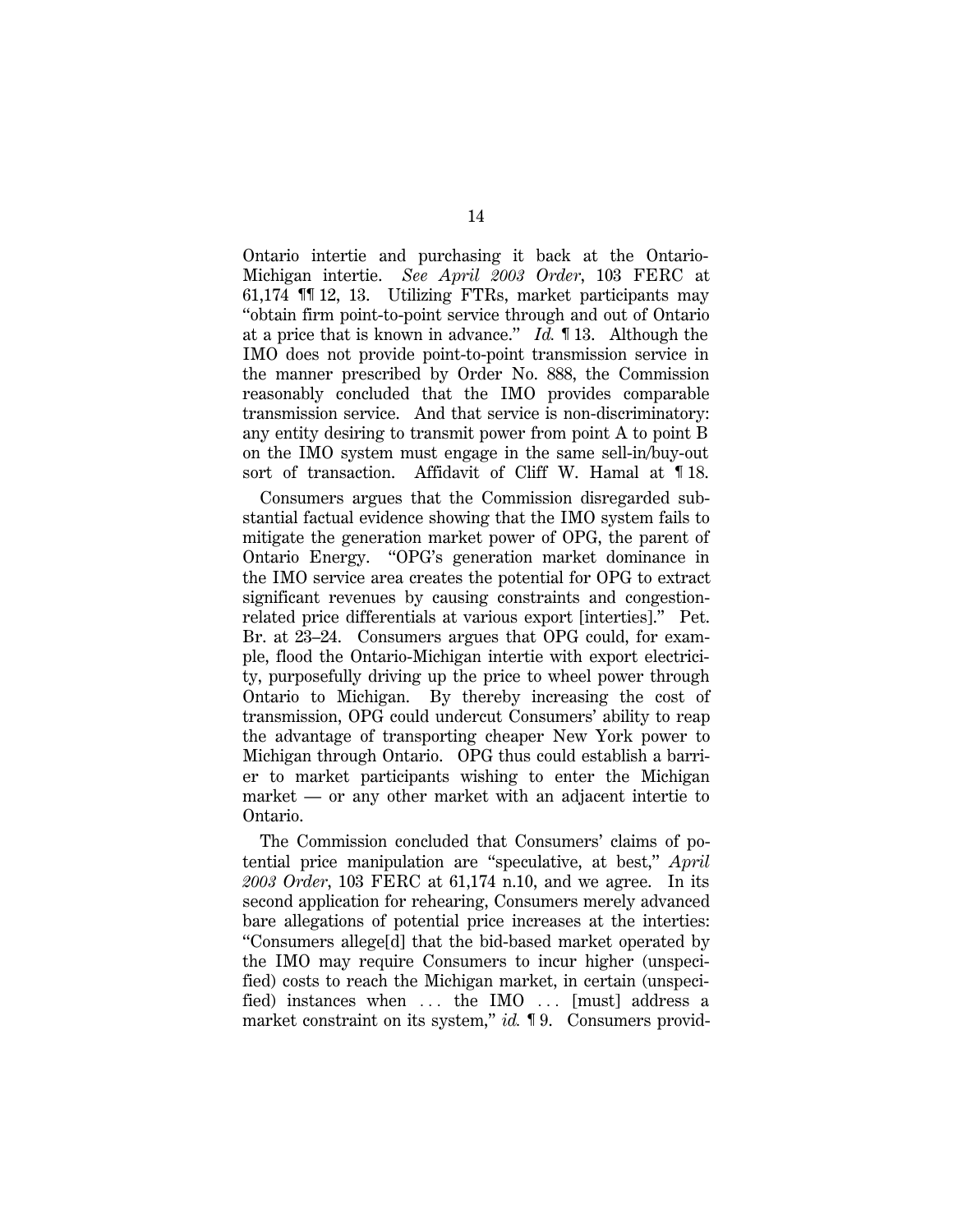Ontario intertie and purchasing it back at the Ontario-Michigan intertie. *See April 2003 Order*, 103 FERC at 61,174 ¶¶ 12, 13. Utilizing FTRs, market participants may "obtain firm point-to-point service through and out of Ontario at a price that is known in advance." *Id.* ¶ 13. Although the IMO does not provide point-to-point transmission service in the manner prescribed by Order No. 888, the Commission reasonably concluded that the IMO provides comparable transmission service. And that service is non-discriminatory: any entity desiring to transmit power from point A to point B on the IMO system must engage in the same sell-in/buy-out sort of transaction. Affidavit of Cliff W. Hamal at ¶ 18.

Consumers argues that the Commission disregarded substantial factual evidence showing that the IMO system fails to mitigate the generation market power of OPG, the parent of Ontario Energy. "OPG's generation market dominance in the IMO service area creates the potential for OPG to extract significant revenues by causing constraints and congestion-related price differentials at various export [interties]." Pet. Br. at 23–24. Consumers argues that OPG could, for example, flood the Ontario-Michigan intertie with export electricity, purposefully driving up the price to wheel power through Ontario to Michigan. By thereby increasing the cost of transmission, OPG could undercut Consumers' ability to reap the advantage of transporting cheaper New York power to Michigan through Ontario. OPG thus could establish a barrier to market participants wishing to enter the Michigan market — or any other market with an adjacent intertie to Ontario.

The Commission concluded that Consumers' claims of potential price manipulation are "speculative, at best," *April 2003 Order*, 103 FERC at 61,174 n.10, and we agree. In its second application for rehearing, Consumers merely advanced bare allegations of potential price increases at the interties: "Consumers allege[d] that the bid-based market operated by the IMO may require Consumers to incur higher (unspecified) costs to reach the Michigan market, in certain (unspecified) instances when . . . the IMO . . . [must] address a market constraint on its system," *id.* ¶ 9. Consumers provid-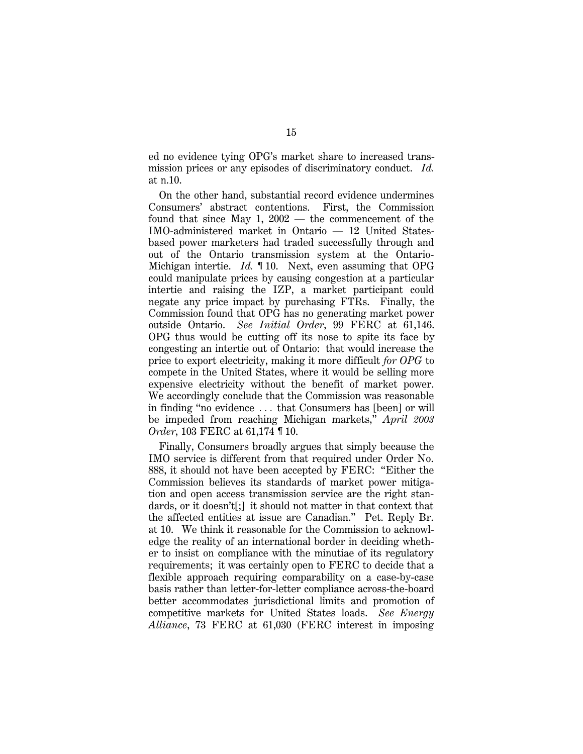ed no evidence tying OPG's market share to increased transmission prices or any episodes of discriminatory conduct. *Id.* at n.10.

On the other hand, substantial record evidence undermines Consumers' abstract contentions. First, the Commission found that since May 1, 2002 — the commencement of the IMO-administered market in Ontario — 12 United States-based power marketers had traded successfully through and out of the Ontario transmission system at the Ontario-Michigan intertie. *Id.* ¶ 10. Next, even assuming that OPG could manipulate prices by causing congestion at a particular intertie and raising the IZP, a market participant could negate any price impact by purchasing FTRs. Finally, the Commission found that OPG has no generating market power outside Ontario. *See Initial Order*, 99 FERC at 61,146. OPG thus would be cutting off its nose to spite its face by congesting an intertie out of Ontario: that would increase the price to export electricity, making it more difficult *for OPG* to compete in the United States, where it would be selling more expensive electricity without the benefit of market power. We accordingly conclude that the Commission was reasonable in finding "no evidence . . . that Consumers has [been] or will be impeded from reaching Michigan markets," *April 2003 Order*, 103 FERC at 61,174 ¶ 10.

Finally, Consumers broadly argues that simply because the IMO service is different from that required under Order No. 888, it should not have been accepted by FERC: "Either the Commission believes its standards of market power mitigation and open access transmission service are the right standards, or it doesn't[;] it should not matter in that context that the affected entities at issue are Canadian." Pet. Reply Br. at 10. We think it reasonable for the Commission to acknowledge the reality of an international border in deciding whether to insist on compliance with the minutiae of its regulatory requirements; it was certainly open to FERC to decide that a flexible approach requiring comparability on a case-by-case basis rather than letter-for-letter compliance across-the-board better accommodates jurisdictional limits and promotion of competitive markets for United States loads. *See Energy Alliance*, 73 FERC at 61,030 (FERC interest in imposing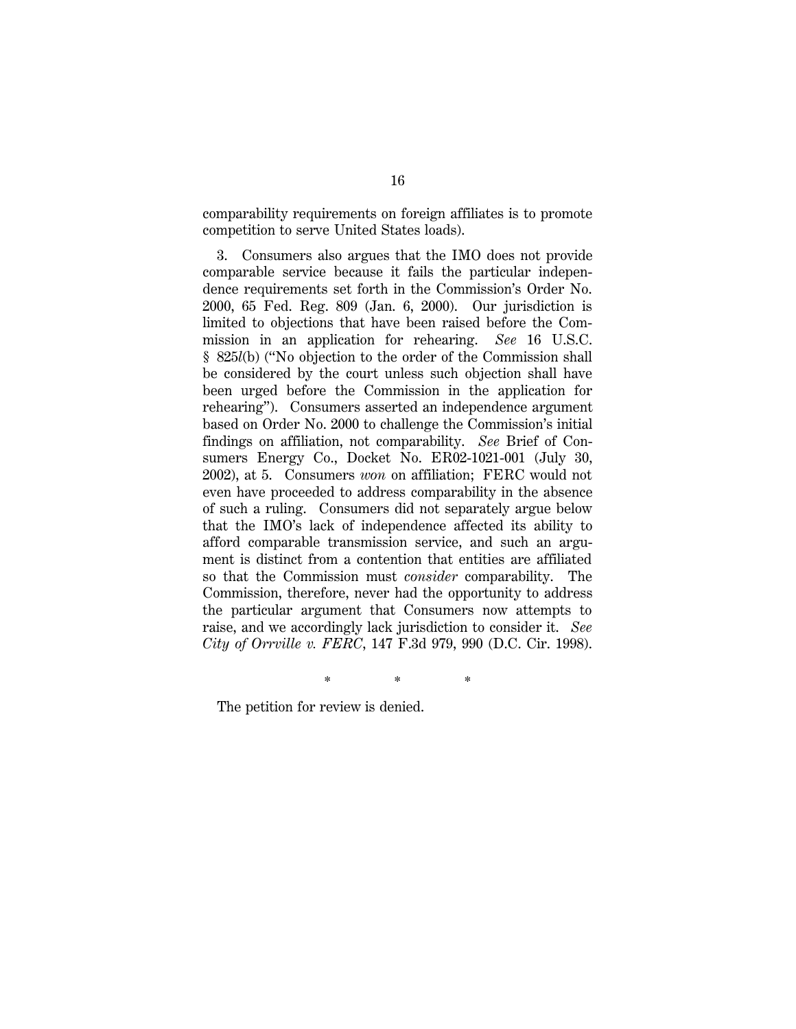comparability requirements on foreign affiliates is to promote competition to serve United States loads).

3. Consumers also argues that the IMO does not provide comparable service because it fails the particular independence requirements set forth in the Commission's Order No. 2000, 65 Fed. Reg. 809 (Jan. 6, 2000). Our jurisdiction is limited to objections that have been raised before the Commission in an application for rehearing. *See* 16 U.S.C. § 825*l*(b) ("No objection to the order of the Commission shall be considered by the court unless such objection shall have been urged before the Commission in the application for rehearing"). Consumers asserted an independence argument based on Order No. 2000 to challenge the Commission's initial findings on affiliation, not comparability. *See* Brief of Consumers Energy Co., Docket No. ER02-1021-001 (July 30, 2002), at 5. Consumers *won* on affiliation; FERC would not even have proceeded to address comparability in the absence of such a ruling. Consumers did not separately argue below that the IMO's lack of independence affected its ability to afford comparable transmission service, and such an argument is distinct from a contention that entities are affiliated so that the Commission must *consider* comparability. The Commission, therefore, never had the opportunity to address the particular argument that Consumers now attempts to raise, and we accordingly lack jurisdiction to consider it. *See City of Orrville v. FERC*, 147 F.3d 979, 990 (D.C. Cir. 1998).

\* \* \*

The petition for review is denied.